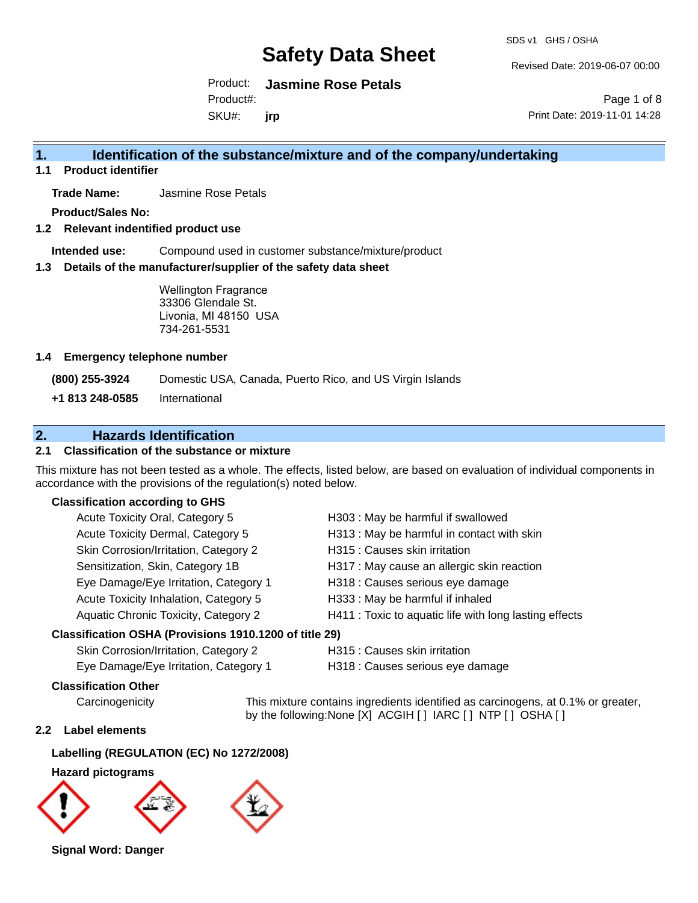# Safety Data Sheet

SDS v1 GHS / OSHA

Revised Date: 2019-06-07 00:00

Product: **Jasmine Rose Petals**

Product#:

SKU#: **jrp**

Print Date: 2019-11-01 14:28

## 1. Identification of the substance/mixture and of the company/undertaking

### 1.1 Product identifier

**Trade Name:** Jasmine Rose Petals

**Product/Sales No:**

### 1.2 Relevant identified product use

**Intended use:** Compound used in customer substance/mixture/product

### 1.3 Details of the manufacturer/supplier of the safety data sheet

Wellington Fragrance
33306 Glendale St.
Livonia, MI 48150 USA
734-261-5531

### 1.4 Emergency telephone number

| | |
|---|---|
| **(800) 255-3924** | Domestic USA, Canada, Puerto Rico, and US Virgin Islands |
| **+1 813 248-0585** | International |

## 2. Hazards Identification

### 2.1 Classification of the substance or mixture

This mixture has not been tested as a whole. The effects, listed below, are based on evaluation of individual components in accordance with the provisions of the regulation(s) noted below.

**Classification according to GHS**

| | |
|---|---|
| Acute Toxicity Oral, Category 5 | H303 : May be harmful if swallowed |
| Acute Toxicity Dermal, Category 5 | H313 : May be harmful in contact with skin |
| Skin Corrosion/Irritation, Category 2 | H315 : Causes skin irritation |
| Sensitization, Skin, Category 1B | H317 : May cause an allergic skin reaction |
| Eye Damage/Eye Irritation, Category 1 | H318 : Causes serious eye damage |
| Acute Toxicity Inhalation, Category 5 | H333 : May be harmful if inhaled |
| Aquatic Chronic Toxicity, Category 2 | H411 : Toxic to aquatic life with long lasting effects |

**Classification OSHA (Provisions 1910.1200 of title 29)**

| | |
|---|---|
| Skin Corrosion/Irritation, Category 2 | H315 : Causes skin irritation |
| Eye Damage/Eye Irritation, Category 1 | H318 : Causes serious eye damage |

**Classification Other**

Carcinogenicity — This mixture contains ingredients identified as carcinogens, at 0.1% or greater, by the following:None [X] ACGIH [ ] IARC [ ] NTP [ ] OSHA [ ]

### 2.2 Label elements

**Labelling (REGULATION (EC) No 1272/2008)**

**Hazard pictograms**

**Signal Word: Danger**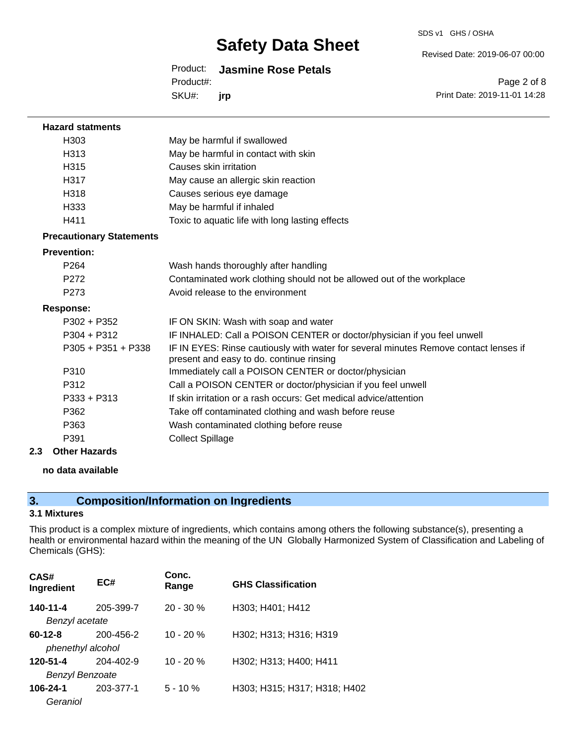**Hazard statments**

| | |
|---|---|
| H303 | May be harmful if swallowed |
| H313 | May be harmful in contact with skin |
| H315 | Causes skin irritation |
| H317 | May cause an allergic skin reaction |
| H318 | Causes serious eye damage |
| H333 | May be harmful if inhaled |
| H411 | Toxic to aquatic life with long lasting effects |

**Precautionary Statements**

**Prevention:**

| | |
|---|---|
| P264 | Wash hands thoroughly after handling |
| P272 | Contaminated work clothing should not be allowed out of the workplace |
| P273 | Avoid release to the environment |

**Response:**

| | |
|---|---|
| P302 + P352 | IF ON SKIN: Wash with soap and water |
| P304 + P312 | IF INHALED: Call a POISON CENTER or doctor/physician if you feel unwell |
| P305 + P351 + P338 | IF IN EYES: Rinse cautiously with water for several minutes Remove contact lenses if present and easy to do. continue rinsing |
| P310 | Immediately call a POISON CENTER or doctor/physician |
| P312 | Call a POISON CENTER or doctor/physician if you feel unwell |
| P333 + P313 | If skin irritation or a rash occurs: Get medical advice/attention |
| P362 | Take off contaminated clothing and wash before reuse |
| P363 | Wash contaminated clothing before reuse |
| P391 | Collect Spillage |

**2.3 Other Hazards**

**no data available**

## 3. Composition/Information on Ingredients

### 3.1 Mixtures

This product is a complex mixture of ingredients, which contains among others the following substance(s), presenting a health or environmental hazard within the meaning of the UN Globally Harmonized System of Classification and Labeling of Chemicals (GHS):

| CAS# Ingredient | EC# | Conc. Range | GHS Classification |
|---|---|---|---|
| **140-11-4** *Benzyl acetate* | 205-399-7 | 20 - 30 % | H303; H401; H412 |
| **60-12-8** *phenethyl alcohol* | 200-456-2 | 10 - 20 % | H302; H313; H316; H319 |
| **120-51-4** *Benzyl Benzoate* | 204-402-9 | 10 - 20 % | H302; H313; H400; H411 |
| **106-24-1** *Geraniol* | 203-377-1 | 5 - 10 % | H303; H315; H317; H318; H402 |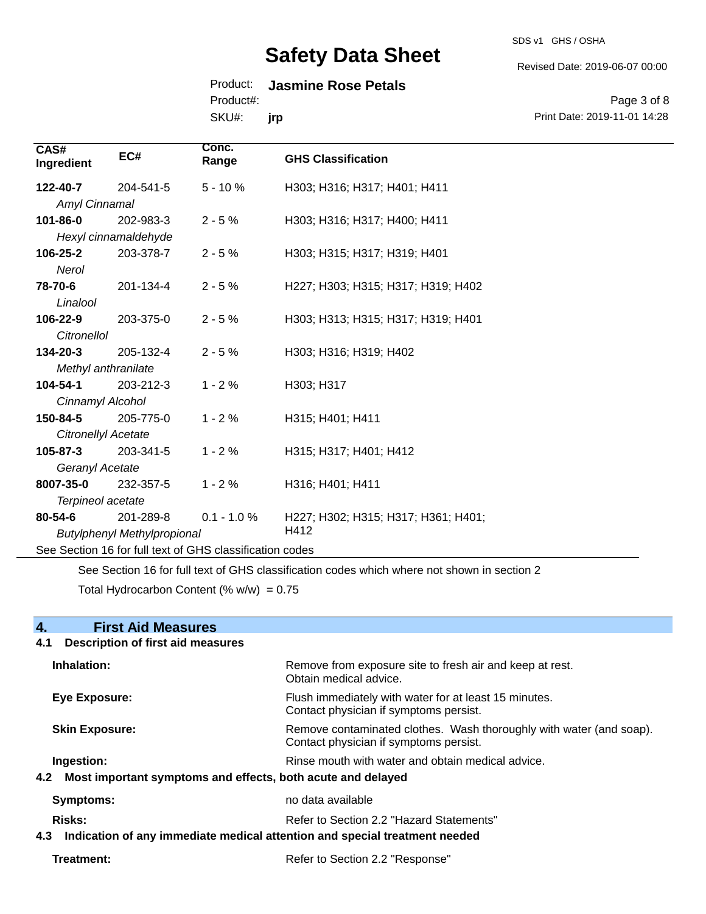| CAS# Ingredient | EC# | Conc. Range | GHS Classification |
|---|---|---|---|
| **122-40-7** *Amyl Cinnamal* | 204-541-5 | 5 - 10 % | H303; H316; H317; H401; H411 |
| **101-86-0** *Hexyl cinnamaldehyde* | 202-983-3 | 2 - 5 % | H303; H316; H317; H400; H411 |
| **106-25-2** *Nerol* | 203-378-7 | 2 - 5 % | H303; H315; H317; H319; H401 |
| **78-70-6** *Linalool* | 201-134-4 | 2 - 5 % | H227; H303; H315; H317; H319; H402 |
| **106-22-9** *Citronellol* | 203-375-0 | 2 - 5 % | H303; H313; H315; H317; H319; H401 |
| **134-20-3** *Methyl anthranilate* | 205-132-4 | 2 - 5 % | H303; H316; H319; H402 |
| **104-54-1** *Cinnamyl Alcohol* | 203-212-3 | 1 - 2 % | H303; H317 |
| **150-84-5** *Citronellyl Acetate* | 205-775-0 | 1 - 2 % | H315; H401; H411 |
| **105-87-3** *Geranyl Acetate* | 203-341-5 | 1 - 2 % | H315; H317; H401; H412 |
| **8007-35-0** *Terpineol acetate* | 232-357-5 | 1 - 2 % | H316; H401; H411 |
| **80-54-6** *Butylphenyl Methylpropional* | 201-289-8 | 0.1 - 1.0 % | H227; H302; H315; H317; H361; H401; H412 |

See Section 16 for full text of GHS classification codes

See Section 16 for full text of GHS classification codes which where not shown in section 2

Total Hydrocarbon Content (% w/w) = 0.75

## 4. First Aid Measures

### 4.1 Description of first aid measures

**Inhalation:** Remove from exposure site to fresh air and keep at rest. Obtain medical advice.

**Eye Exposure:** Flush immediately with water for at least 15 minutes. Contact physician if symptoms persist.

**Skin Exposure:** Remove contaminated clothes. Wash thoroughly with water (and soap). Contact physician if symptoms persist.

**Ingestion:** Rinse mouth with water and obtain medical advice.

### 4.2 Most important symptoms and effects, both acute and delayed

**Symptoms:** no data available

**Risks:** Refer to Section 2.2 "Hazard Statements"

### 4.3 Indication of any immediate medical attention and special treatment needed

**Treatment:** Refer to Section 2.2 "Response"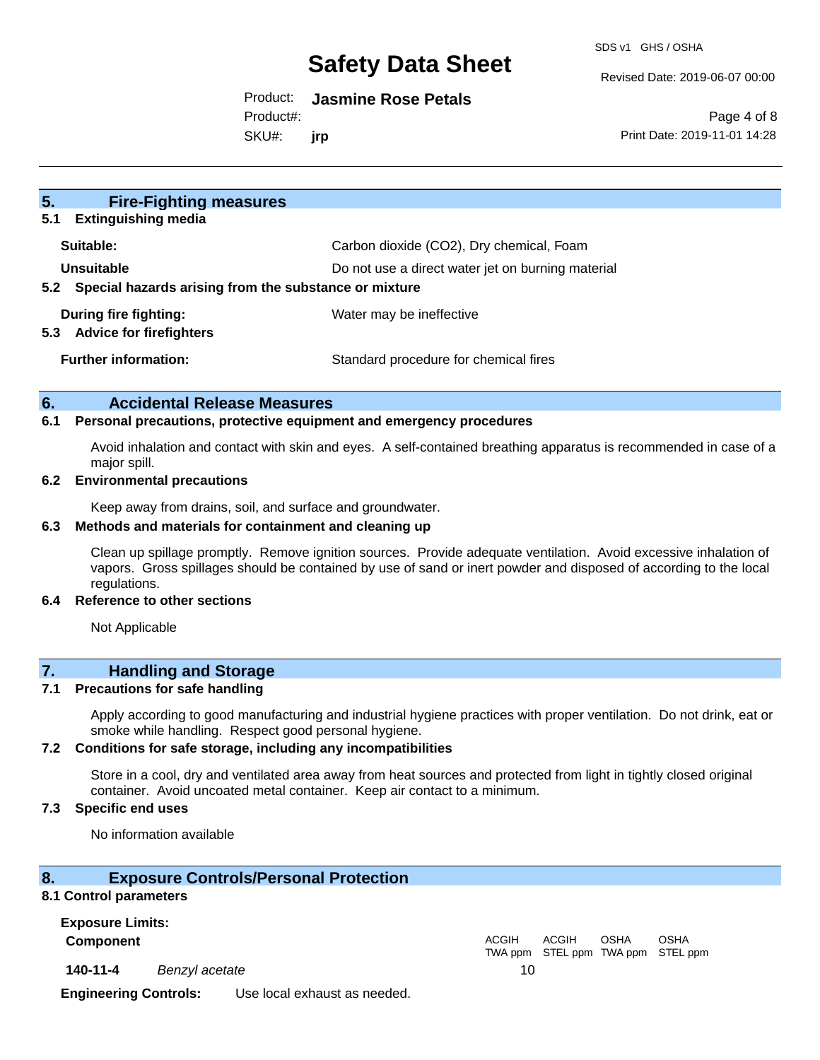## 5. Fire-Fighting measures

### 5.1 Extinguishing media

| | |
|---|---|
| **Suitable:** | Carbon dioxide ($CO_2$), Dry chemical, Foam |
| **Unsuitable** | Do not use a direct water jet on burning material |

### 5.2 Special hazards arising from the substance or mixture

| | |
|---|---|
| **During fire fighting:** | Water may be ineffective |

### 5.3 Advice for firefighters

| | |
|---|---|
| **Further information:** | Standard procedure for chemical fires |

## 6. Accidental Release Measures

### 6.1 Personal precautions, protective equipment and emergency procedures

Avoid inhalation and contact with skin and eyes. A self-contained breathing apparatus is recommended in case of a major spill.

### 6.2 Environmental precautions

Keep away from drains, soil, and surface and groundwater.

### 6.3 Methods and materials for containment and cleaning up

Clean up spillage promptly. Remove ignition sources. Provide adequate ventilation. Avoid excessive inhalation of vapors. Gross spillages should be contained by use of sand or inert powder and disposed of according to the local regulations.

### 6.4 Reference to other sections

Not Applicable

## 7. Handling and Storage

### 7.1 Precautions for safe handling

Apply according to good manufacturing and industrial hygiene practices with proper ventilation. Do not drink, eat or smoke while handling. Respect good personal hygiene.

### 7.2 Conditions for safe storage, including any incompatibilities

Store in a cool, dry and ventilated area away from heat sources and protected from light in tightly closed original container. Avoid uncoated metal container. Keep air contact to a minimum.

### 7.3 Specific end uses

No information available

## 8. Exposure Controls/Personal Protection

### 8.1 Control parameters

**Exposure Limits:**

| **Component** | | ACGIH TWA ppm | ACGIH STEL ppm | OSHA TWA ppm | OSHA STEL ppm |
|---|---|---|---|---|---|
| **140-11-4** | *Benzyl acetate* | 10 | | | |

**Engineering Controls:** Use local exhaust as needed.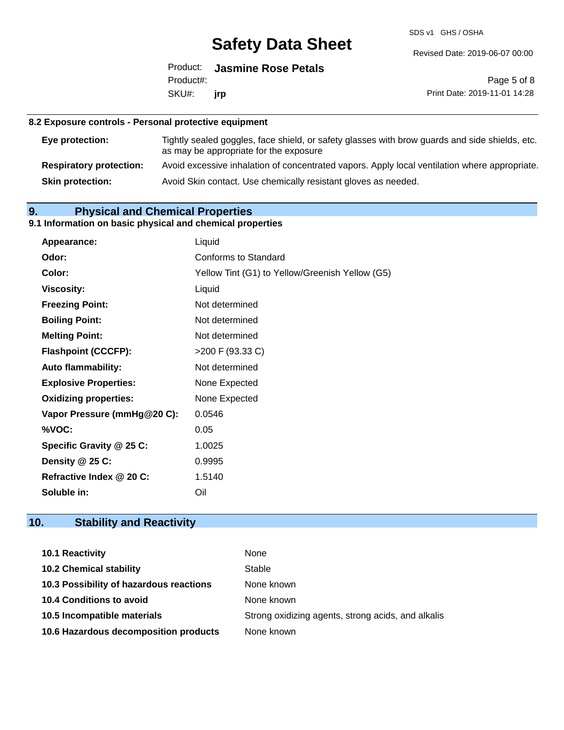### 8.2 Exposure controls - Personal protective equipment

| | |
|---|---|
| **Eye protection:** | Tightly sealed goggles, face shield, or safety glasses with brow guards and side shields, etc. as may be appropriate for the exposure |
| **Respiratory protection:** | Avoid excessive inhalation of concentrated vapors. Apply local ventilation where appropriate. |
| **Skin protection:** | Avoid Skin contact. Use chemically resistant gloves as needed. |

## 9. Physical and Chemical Properties

### 9.1 Information on basic physical and chemical properties

| | |
|---|---|
| **Appearance:** | Liquid |
| **Odor:** | Conforms to Standard |
| **Color:** | Yellow Tint (G1) to Yellow/Greenish Yellow (G5) |
| **Viscosity:** | Liquid |
| **Freezing Point:** | Not determined |
| **Boiling Point:** | Not determined |
| **Melting Point:** | Not determined |
| **Flashpoint (CCCFP):** | >200 F (93.33 C) |
| **Auto flammability:** | Not determined |
| **Explosive Properties:** | None Expected |
| **Oxidizing properties:** | None Expected |
| **Vapor Pressure (mmHg@20 C):** | 0.0546 |
| **%VOC:** | 0.05 |
| **Specific Gravity @ 25 C:** | 1.0025 |
| **Density @ 25 C:** | 0.9995 |
| **Refractive Index @ 20 C:** | 1.5140 |
| **Soluble in:** | Oil |

## 10. Stability and Reactivity

| | |
|---|---|
| **10.1 Reactivity** | None |
| **10.2 Chemical stability** | Stable |
| **10.3 Possibility of hazardous reactions** | None known |
| **10.4 Conditions to avoid** | None known |
| **10.5 Incompatible materials** | Strong oxidizing agents, strong acids, and alkalis |
| **10.6 Hazardous decomposition products** | None known |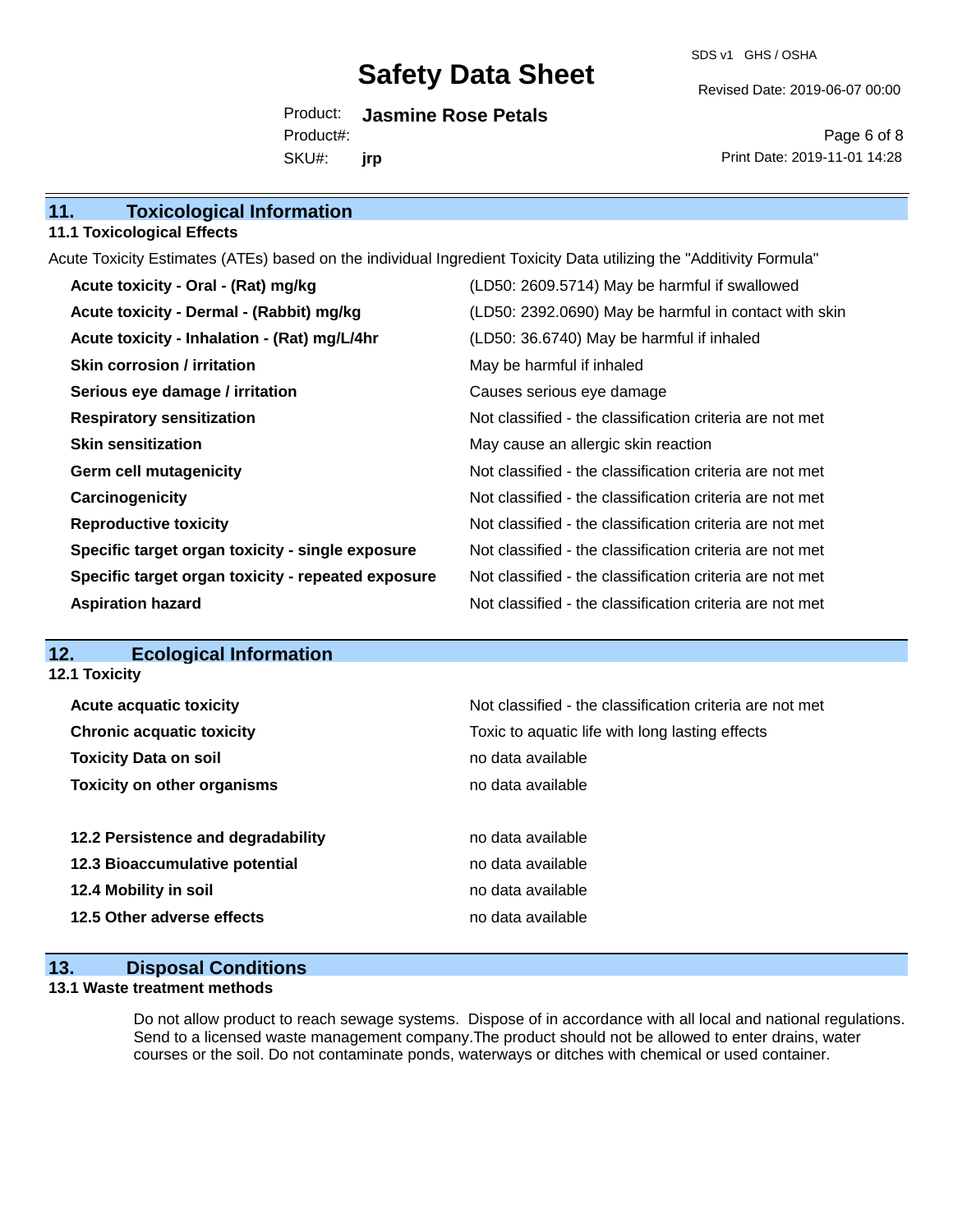## 11. Toxicological Information

### 11.1 Toxicological Effects

Acute Toxicity Estimates (ATEs) based on the individual Ingredient Toxicity Data utilizing the "Additivity Formula"

| | |
|---|---|
| **Acute toxicity - Oral - (Rat) mg/kg** | (LD50: 2609.5714) May be harmful if swallowed |
| **Acute toxicity - Dermal - (Rabbit) mg/kg** | (LD50: 2392.0690) May be harmful in contact with skin |
| **Acute toxicity - Inhalation - (Rat) mg/L/4hr** | (LD50: 36.6740) May be harmful if inhaled |
| **Skin corrosion / irritation** | May be harmful if inhaled |
| **Serious eye damage / irritation** | Causes serious eye damage |
| **Respiratory sensitization** | Not classified - the classification criteria are not met |
| **Skin sensitization** | May cause an allergic skin reaction |
| **Germ cell mutagenicity** | Not classified - the classification criteria are not met |
| **Carcinogenicity** | Not classified - the classification criteria are not met |
| **Reproductive toxicity** | Not classified - the classification criteria are not met |
| **Specific target organ toxicity - single exposure** | Not classified - the classification criteria are not met |
| **Specific target organ toxicity - repeated exposure** | Not classified - the classification criteria are not met |
| **Aspiration hazard** | Not classified - the classification criteria are not met |

## 12. Ecological Information

### 12.1 Toxicity

| | |
|---|---|
| **Acute acquatic toxicity** | Not classified - the classification criteria are not met |
| **Chronic acquatic toxicity** | Toxic to aquatic life with long lasting effects |
| **Toxicity Data on soil** | no data available |
| **Toxicity on other organisms** | no data available |

| | |
|---|---|
| **12.2 Persistence and degradability** | no data available |
| **12.3 Bioaccumulative potential** | no data available |
| **12.4 Mobility in soil** | no data available |
| **12.5 Other adverse effects** | no data available |

## 13. Disposal Conditions

### 13.1 Waste treatment methods

Do not allow product to reach sewage systems. Dispose of in accordance with all local and national regulations. Send to a licensed waste management company.The product should not be allowed to enter drains, water courses or the soil. Do not contaminate ponds, waterways or ditches with chemical or used container.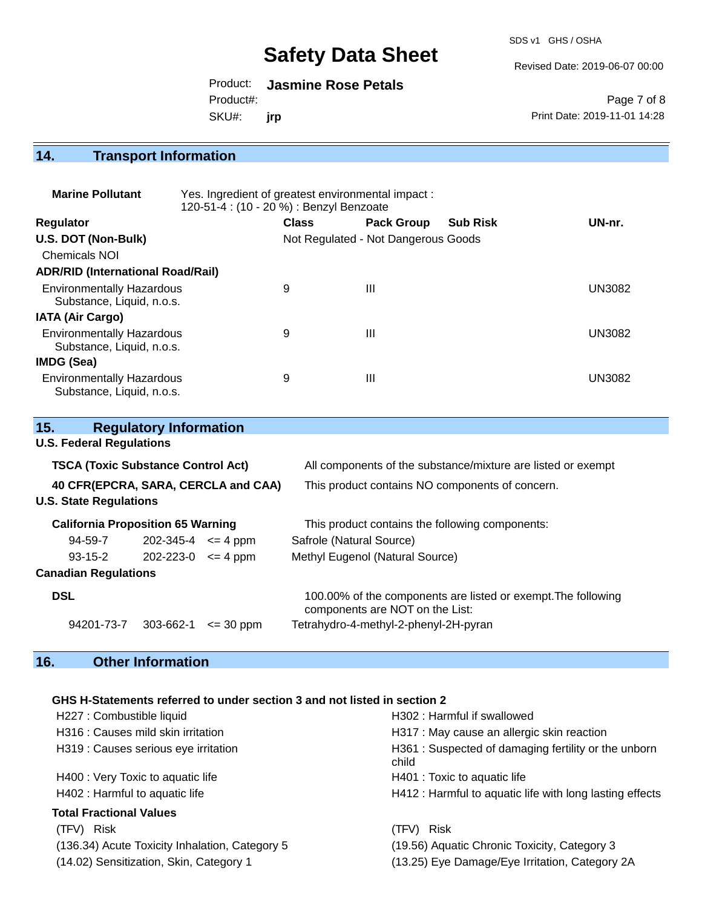## 14. Transport Information

**Marine Pollutant** Yes. Ingredient of greatest environmental impact : 120-51-4 : (10 - 20 %) : Benzyl Benzoate

| Regulator | Class | Pack Group | Sub Risk | UN-nr. |
|---|---|---|---|---|
| **U.S. DOT (Non-Bulk)** | Not Regulated - Not Dangerous Goods | | | |
| Chemicals NOI | | | | |
| **ADR/RID (International Road/Rail)** | | | | |
| Environmentally Hazardous Substance, Liquid, n.o.s. | 9 | III | | UN3082 |
| **IATA (Air Cargo)** | | | | |
| Environmentally Hazardous Substance, Liquid, n.o.s. | 9 | III | | UN3082 |
| **IMDG (Sea)** | | | | |
| Environmentally Hazardous Substance, Liquid, n.o.s. | 9 | III | | UN3082 |

## 15. Regulatory Information

**U.S. Federal Regulations**

**TSCA (Toxic Substance Control Act)** All components of the substance/mixture are listed or exempt

**40 CFR(EPCRA, SARA, CERCLA and CAA)** This product contains NO components of concern.

**U.S. State Regulations**

**California Proposition 65 Warning** This product contains the following components:

| | | | |
|---|---|---|---|
| 94-59-7 | 202-345-4 | <= 4 ppm | Safrole (Natural Source) |
| 93-15-2 | 202-223-0 | <= 4 ppm | Methyl Eugenol (Natural Source) |

**Canadian Regulations**

**DSL** 100.00% of the components are listed or exempt.The following components are NOT on the List:

| | | | |
|---|---|---|---|
| 94201-73-7 | 303-662-1 | <= 30 ppm | Tetrahydro-4-methyl-2-phenyl-2H-pyran |

## 16. Other Information

**GHS H-Statements referred to under section 3 and not listed in section 2**

- H227 : Combustible liquid
- H302 : Harmful if swallowed
- H316 : Causes mild skin irritation
- H317 : May cause an allergic skin reaction
- H319 : Causes serious eye irritation
- H361 : Suspected of damaging fertility or the unborn child
- H400 : Very Toxic to aquatic life
- H401 : Toxic to aquatic life
- H402 : Harmful to aquatic life
- H412 : Harmful to aquatic life with long lasting effects

**Total Fractional Values**

| (TFV) Risk | (TFV) Risk |
|---|---|
| (136.34) Acute Toxicity Inhalation, Category 5 | (19.56) Aquatic Chronic Toxicity, Category 3 |
| (14.02) Sensitization, Skin, Category 1 | (13.25) Eye Damage/Eye Irritation, Category 2A |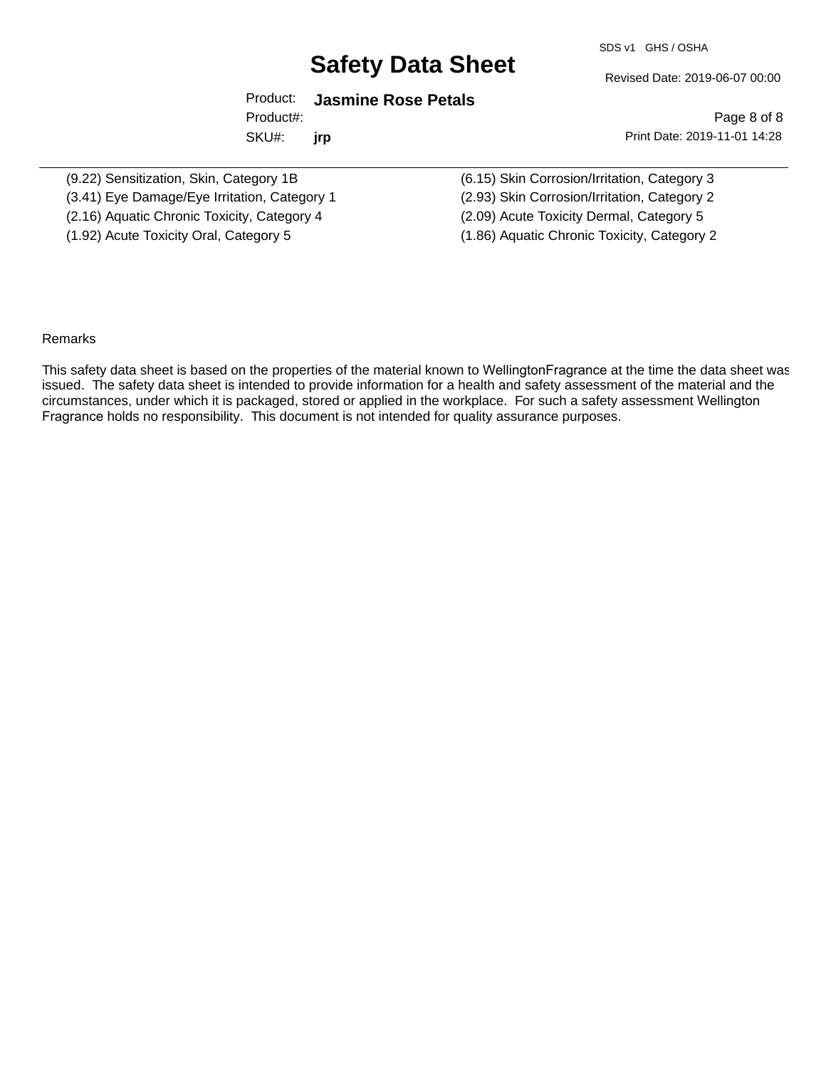(9.22) Sensitization, Skin, Category 1B
(3.41) Eye Damage/Eye Irritation, Category 1
(2.16) Aquatic Chronic Toxicity, Category 4
(1.92) Acute Toxicity Oral, Category 5
(6.15) Skin Corrosion/Irritation, Category 3
(2.93) Skin Corrosion/Irritation, Category 2
(2.09) Acute Toxicity Dermal, Category 5
(1.86) Aquatic Chronic Toxicity, Category 2

Remarks

This safety data sheet is based on the properties of the material known to WellingtonFragrance at the time the data sheet was issued. The safety data sheet is intended to provide information for a health and safety assessment of the material and the circumstances, under which it is packaged, stored or applied in the workplace. For such a safety assessment Wellington Fragrance holds no responsibility. This document is not intended for quality assurance purposes.